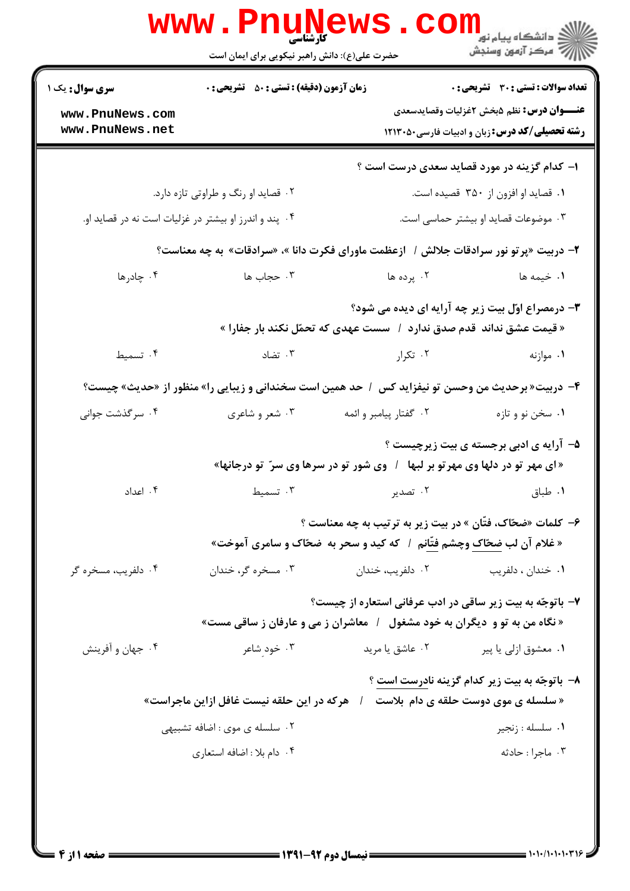**سری سوال:** یک ۱

**زمان آزمون (دقیقه) : تستی : ۵۰ تشریحی : ۰**

**تعداد سوالات : تستی : ۳۰ تشریحی : ۰**

**عنـــوان درس:** نظم ۵بخش ۲غزلیات وقصایدسعدی

**رشته تحصیلی/کد درس:** زبان و ادبیات فارسی۱۲۱۳۰۵۰

۱- کدام گزینه در مورد قصاید سعدی درست است ؟

۱. قصاید او افزون از ۳۵۰ قصیده است.
۲. قصاید او رنگ و طراوتی تازه دارد.
۳. موضوعات قصاید او بیشتر حماسی است.
۴. پند و اندرز او بیشتر در غزلیات است نه در قصاید او.

۲- دربیت «پرتو نور سرادقات جلالش / ازعظمت ماورای فکرت دانا »، «سرادقات» به چه معناست؟

۱. خیمه ها
۲. پرده ها
۳. حجاب ها
۴. چادرها

۳- درمصراع اوّل بیت زیر چه آرایه ای دیده می شود؟

« قیمت عشق نداند قدم صدق ندارد / سست عهدی که تحمّل نکند بار جفارا »

۱. موازنه
۲. تکرار
۳. تضاد
۴. تسمیط

۴- دربیت« برحدیث من وحسن تو نیفزاید کس / حد همین است سخندانی و زیبایی را» منظور از «حدیث» چیست؟

۱. سخن نو و تازه
۲. گفتار پیامبر و ائمه
۳. شعر و شاعری
۴. سرگذشت جوانی

۵- آرایه ی ادبی برجسته ی بیت زیرچیست ؟

«ای مهر تو در دلها وی مهرتو بر لبها / وی شور تو در سرها وی سرّ تو درجانها»

۱. طباق
۲. تصدیر
۳. تسمیط
۴. اعداد

۶- کلمات «ضحّاک، فتّان » در بیت زیر به ترتیب به چه معناست ؟

« غلام آن لب ضحّاک وچشم فتّانم / که کید و سحر به ضحّاک و سامری آموخت»

۱. خندان ، دلفریب
۲. دلفریب، خندان
۳. مسخره گر، خندان
۴. دلفریب، مسخره گر

۷- باتوجّه به بیت زیر ساقی در ادب عرفانی استعاره از چیست؟

« نگاه من به تو و دیگران به خود مشغول / معاشران ز می و عارفان ز ساقی مست»

۱. معشوق ازلی یا پیر
۲. عاشق یا مرید
۳. خودِ شاعر
۴. جهان و آفرینش

۸- باتوجّه به بیت زیر کدام گزینه نادرست است ؟

« سلسله ی موی دوست حلقه ی دام بلاست / هرکه در این حلقه نیست غافل ازاین ماجراست»

۱. سلسله : زنجیر
۲. سلسله ی موی : اضافه تشبیهی
۳. ماجرا : حادثه
۴. دام بلا : اضافه استعاری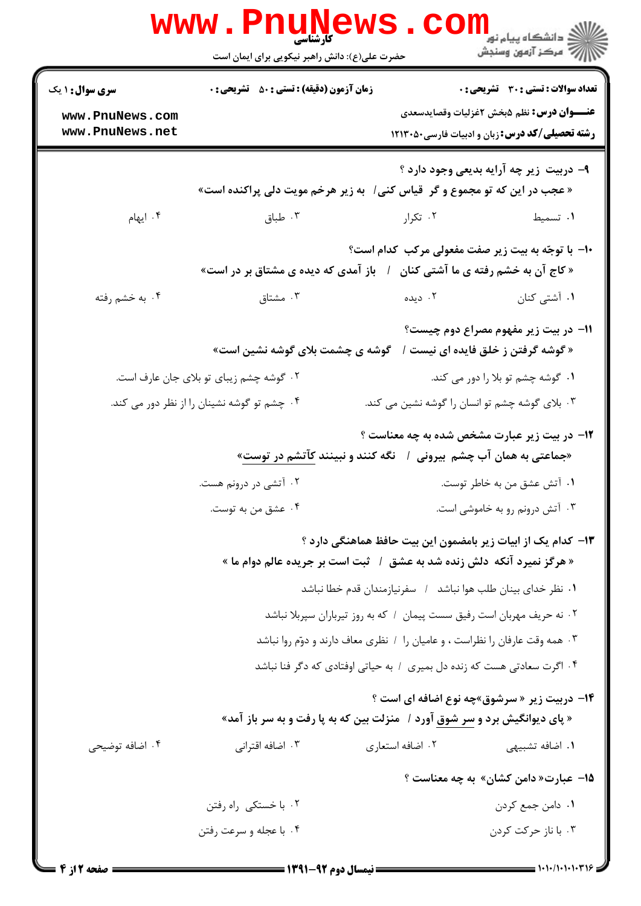**سری سوال:** ۱ یک

**زمان آزمون (دقیقه) : تستی :** ۵۰ **تشریحی :** ۰

**تعداد سوالات : تستی :** ۳۰ **تشریحی :** ۰

**عنـــوان درس:** نظم ۵بخش ۲غزلیات وقصایدسعدی

**رشته تحصیلی/کد درس:** زبان و ادبیات فارسی۱۲۱۳۰۵۰

۹- دربیت زیر چه آرایه بدیعی وجود دارد ؟

«عجب در این که تو مجموع و گر قیاس کنی/ به زیر هرخم مویت دلی پراکنده است»

۱. تسمیط
۲. تکرار
۳. طباق
۴. ایهام

۱۰- با توجّه به بیت زیر صفت مفعولی مرکب کدام است؟

«کاج آن به خشم رفته ی ما آشتی کنان / باز آمدی که دیده ی مشتاق بر در است»

۱. آشتی کنان
۲. دیده
۳. مشتاق
۴. به خشم رفته

۱۱- در بیت زیر مفهوم مصراع دوم چیست؟

«گوشه گرفتن ز خلق فایده ای نیست / گوشه ی چشمت بلای گوشه نشین است»

۱. گوشه چشم تو بلا را دور می کند.
۲. گوشه چشم زیبای تو بلای جان عارف است.
۳. بلای گوشه چشم تو انسان را گوشه نشین می کند.
۴. چشم تو گوشه نشینان را از نظر دور می کند.

۱۲- در بیت زیر عبارت مشخص شده به چه معناست ؟

«جماعتی به همان آب چشم بیرونی / نگه کنند و نبینند کآتشم در توست»

۱. آتش عشق من به خاطر توست.
۲. آتشی در درونم هست.
۳. آتش درونم رو به خاموشی است.
۴. عشق من به توست.

۱۳- کدام یک از ابیات زیر بامضمون این بیت حافظ هماهنگی دارد ؟

« هرگز نمیرد آنکه دلش زنده شد به عشق / ثبت است بر جریده عالم دوام ما »

۱. نظر خدای بینان طلب هوا نباشد / سفرنیازمندان قدم خطا نباشد
۲. نه حریف مهربان است رفیق سست پیمان / که به روز تیرباران سپربلا نباشد
۳. همه وقت عارفان را نظراست ، و عامیان را / نظری معاف دارند و دوّم روا نباشد
۴. اگرت سعادتی هست که زنده دل بمیری / به حیاتی اوفتادی که دگر فنا نباشد

۱۴- دربیت زیر « سرشوق»چه نوع اضافه ای است ؟

« پای دیوانگیش برد و سر شوق آورد / منزلت بین که به پا رفت و به سر باز آمد»

۱. اضافه تشبیهی
۲. اضافه استعاری
۳. اضافه اقترانی
۴. اضافه توضیحی

۱۵- عبارت« دامن کشان» به چه معناست ؟

۱. دامن جمع کردن
۲. با خستگی راه رفتن
۳. با ناز حرکت کردن
۴. با عجله و سرعت رفتن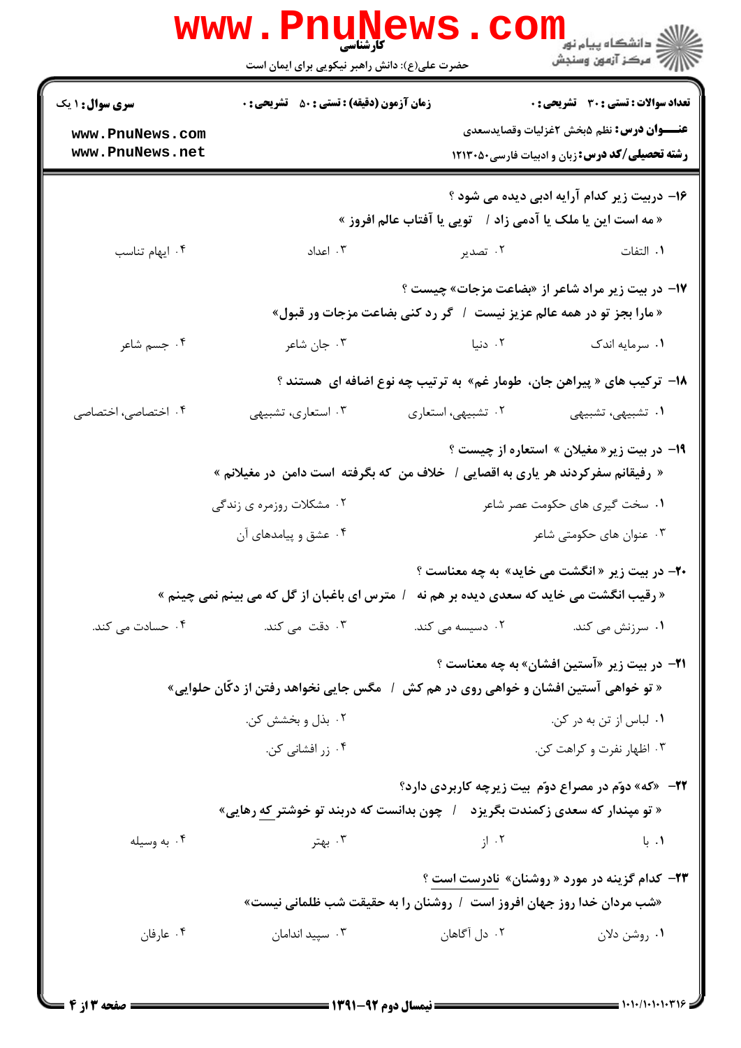**سری سوال:** ۱ یک | **زمان آزمون (دقیقه):** تستی: ۵۰ تشریحی: ۰ | **تعداد سوالات:** تستی: ۳۰ تشریحی: ۰

**عنوان درس:** نظم ۵بخش ۲غزلیات وقصایدسعدی

**رشته تحصیلی/کد درس:** زبان و ادبیات فارسی ۱۲۱۳۰۵۰

۱۶- دربیت زیر کدام آرایه ادبی دیده می شود ؟

« مه است این یا ملک یا آدمی زاد / تویی یا آفتاب عالم افروز »

۱. التفات
۲. تصدیر
۳. اعداد
۴. ایهام تناسب

۱۷- در بیت زیر مراد شاعر از «بضاعت مزجات» چیست ؟

« مارا بجز تو در همه عالم عزیز نیست / گر رد کنی بضاعت مزجات ور قبول»

۱. سرمایه اندک
۲. دنیا
۳. جان شاعر
۴. جسم شاعر

۱۸- ترکیب های « پیراهن جان، طومار غم» به ترتیب چه نوع اضافه ای هستند ؟

۱. تشبیهی، تشبیهی
۲. تشبیهی، استعاری
۳. استعاری، تشبیهی
۴. اختصاصی، اختصاصی

۱۹- در بیت زیر« مغیلان » استعاره از چیست ؟

« رفیقانم سفرکردند هر یاری به اقصایی / خلاف من که بگرفته است دامن در مغیلانم »

۱. سخت گیری های حکومت عصر شاعر
۲. مشکلات روزمره ی زندگی
۳. عنوان های حکومتی شاعر
۴. عشق و پیامدهای آن

۲۰- در بیت زیر « انگشت می خاید» به چه معناست ؟

« رقیب انگشت می خاید که سعدی دیده بر هم نه / مترس ای باغبان از گل که می بینم نمی چینم »

۱. سرزنش می کند.
۲. دسیسه می کند.
۳. دقت می کند.
۴. حسادت می کند.

۲۱- در بیت زیر «آستین افشان» به چه معناست ؟

« تو خواهی آستین افشان و خواهی روی در هم کش / مگس جایی نخواهد رفتن از دکّان حلوایی»

۱. لباس از تن به در کن.
۲. بذل و بخشش کن.
۳. اظهار نفرت و کراهت کن.
۴. زر افشانی کن.

۲۲- «که» دوّم در مصراع دوّم بیت زیرچه کاربردی دارد؟

« تو مپندار که سعدی زکمندت بگریزد / چون بدانست که دربند تو خوشتر که رهایی»

۱. با
۲. از
۳. بهتر
۴. به وسیله

۲۳- کدام گزینه در مورد « روشنان» نادرست است ؟

«شب مردان خدا روز جهان افروز است / روشنان را به حقیقت شب ظلمانی نیست»

۱. روشن دلان
۲. دل آگاهان
۳. سپید اندامان
۴. عارفان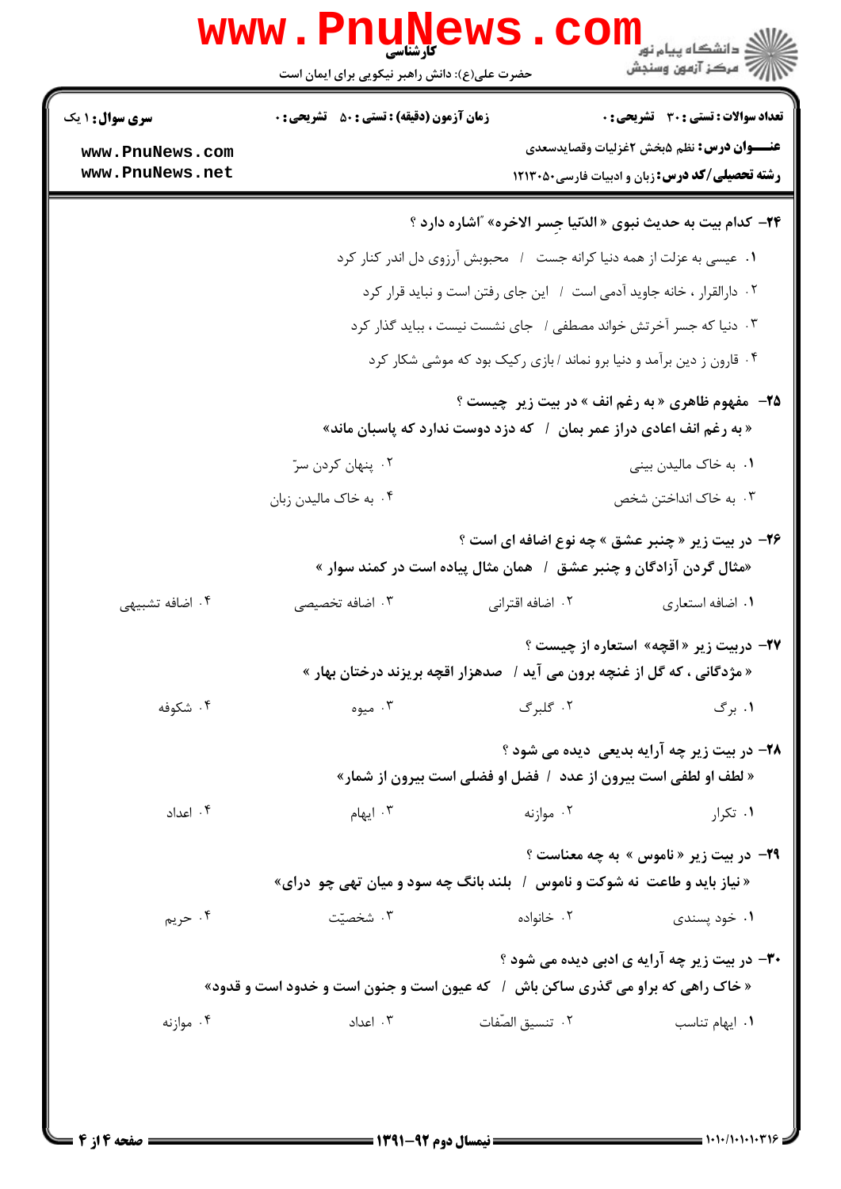**۲۴-** کدام بیت به حدیث نبوی « الدّنیا جِسر الاخره» ٌاشاره دارد ؟

۱. عیسی به عزلت از همه دنیا کرانه جست / محبوبش آرزوی دل اندر کنار کرد

۲. دارالقرار ، خانه جاوید آدمی است / این جای رفتن است و نباید قرار کرد

۳. دنیا که جسر آخرتش خواند مصطفی / جای نشست نیست ، بباید گذار کرد

۴. قارون ز دین برآمد و دنیا برو نماند / بازی رکیک بود که موشی شکار کرد

**۲۵-** مفهوم ظاهری « به رغم انف » در بیت زیر چیست ؟

**« به رغم انف اعادی دراز عمر بمان / که دزد دوست ندارد که پاسبان ماند»**

۱. به خاک مالیدن بینی

۲. پنهان کردن سرّ

۳. به خاک انداختن شخص

۴. به خاک مالیدن زبان

**۲۶-** در بیت زیر « چنبر عشق » چه نوع اضافه ای است ؟

**«مثال گردن آزادگان و چنبر عشق / همان مثال پیاده است در کمند سوار »**

۱. اضافه استعاری

۲. اضافه اقترانی

۳. اضافه تخصیصی

۴. اضافه تشبیهی

**۲۷-** دربیت زیر « اقچه» استعاره از چیست ؟

**« مژدگانی ، که گل از غنچه برون می آید / صدهزار اقچه بریزند درختان بهار »**

۱. برگ

۲. گلبرگ

۳. میوه

۴. شکوفه

**۲۸-** در بیت زیر چه آرایه بدیعی دیده می شود ؟

**« لطف او لطفی است بیرون از عدد / فضل او فضلی است بیرون از شمار»**

۱. تکرار

۲. موازنه

۳. ایهام

۴. اعداد

**۲۹-** در بیت زیر « ناموس » به چه معناست ؟

**« نیاز باید و طاعت نه شوکت و ناموس / بلند بانگ چه سود و میان تهی چو درای»**

۱. خود پسندی

۲. خانواده

۳. شخصیّت

۴. حریم

**۳۰-** در بیت زیر چه آرایه ی ادبی دیده می شود ؟

**« خاک راهی که براو می گذری ساکن باش / که عیون است و جنون است و خدود است و قدود»**

۱. ایهام تناسب

۲. تنسیق الصّفات

۳. اعداد

۴. موازنه